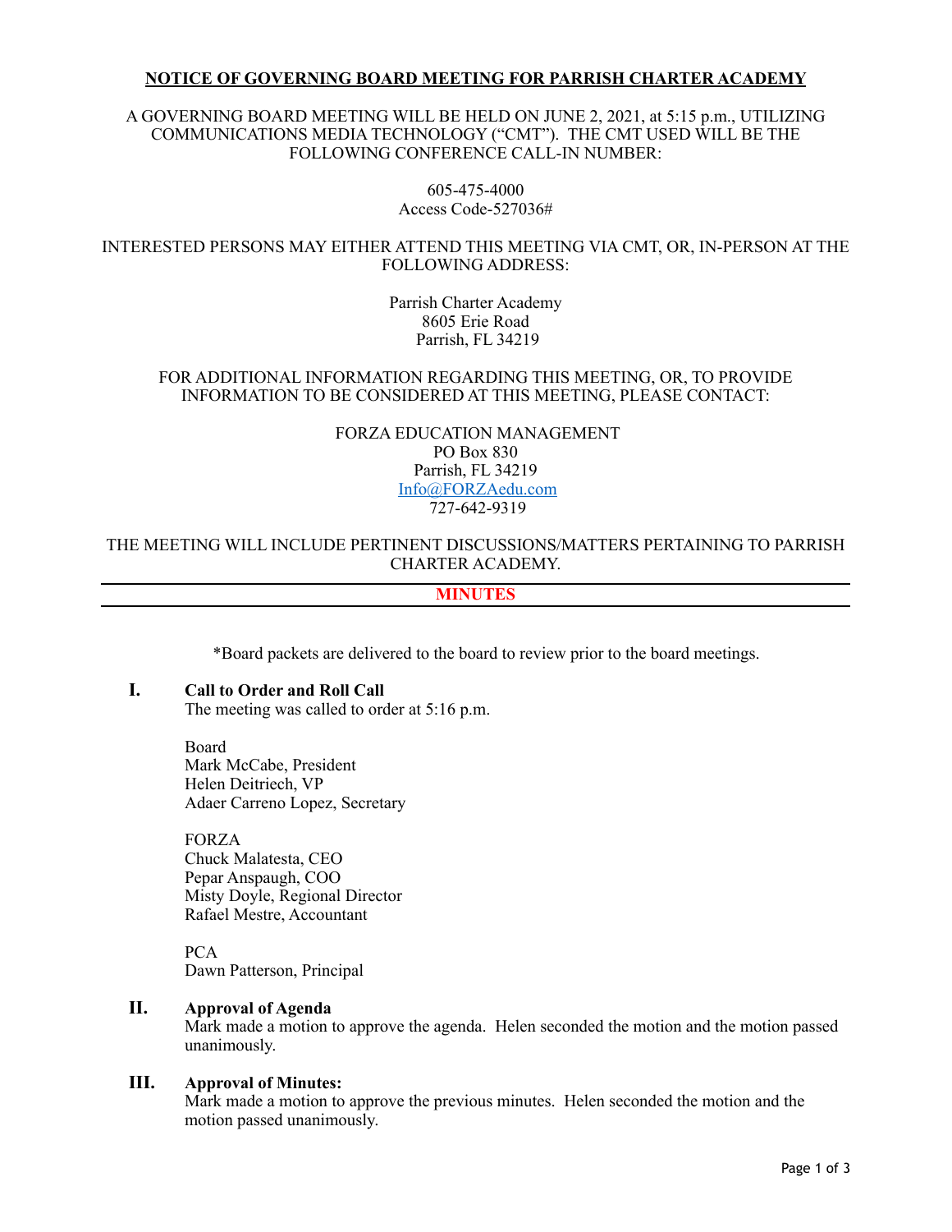# NOTICE OF GOVERNING BOARD MEETING FOR PARRISH CHARTER ACADEMY

A GOVERNING BOARD MEETING WILL BE HELD ON JUNE 2, 2021, at 5:15 p.m., UTILIZING COMMUNICATIONS MEDIA TECHNOLOGY ("CMT"). THE CMT USED WILL BE THE FOLLOWING CONFERENCE CALL-IN NUMBER:

605-475-4000
Access Code-527036#

INTERESTED PERSONS MAY EITHER ATTEND THIS MEETING VIA CMT, OR, IN-PERSON AT THE FOLLOWING ADDRESS:

Parrish Charter Academy
8605 Erie Road
Parrish, FL 34219

FOR ADDITIONAL INFORMATION REGARDING THIS MEETING, OR, TO PROVIDE INFORMATION TO BE CONSIDERED AT THIS MEETING, PLEASE CONTACT:

FORZA EDUCATION MANAGEMENT
PO Box 830
Parrish, FL 34219
Info@FORZAedu.com
727-642-9319

THE MEETING WILL INCLUDE PERTINENT DISCUSSIONS/MATTERS PERTAINING TO PARRISH CHARTER ACADEMY.

---

## MINUTES

---

*Board packets are delivered to the board to review prior to the board meetings.

### I. Call to Order and Roll Call

The meeting was called to order at 5:16 p.m.

Board
Mark McCabe, President
Helen Deitriech, VP
Adaer Carreno Lopez, Secretary

FORZA
Chuck Malatesta, CEO
Pepar Anspaugh, COO
Misty Doyle, Regional Director
Rafael Mestre, Accountant

PCA
Dawn Patterson, Principal

### II. Approval of Agenda

Mark made a motion to approve the agenda. Helen seconded the motion and the motion passed unanimously.

### III. Approval of Minutes:

Mark made a motion to approve the previous minutes. Helen seconded the motion and the motion passed unanimously.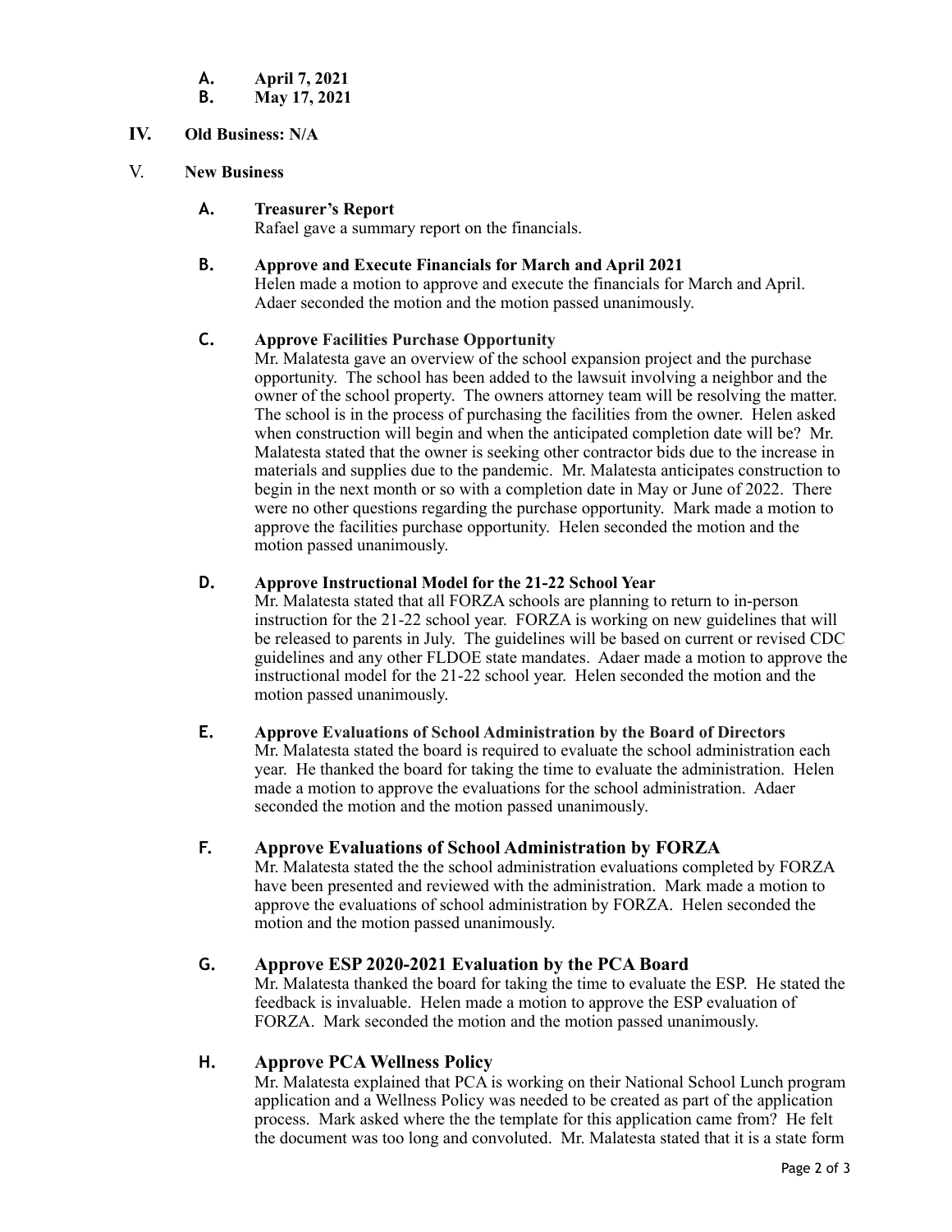**A. April 7, 2021**
**B. May 17, 2021**

## IV. Old Business: N/A

## V. New Business

### A. Treasurer's Report

Rafael gave a summary report on the financials.

### B. Approve and Execute Financials for March and April 2021

Helen made a motion to approve and execute the financials for March and April. Adaer seconded the motion and the motion passed unanimously.

### C. Approve Facilities Purchase Opportunity

Mr. Malatesta gave an overview of the school expansion project and the purchase opportunity. The school has been added to the lawsuit involving a neighbor and the owner of the school property. The owners attorney team will be resolving the matter. The school is in the process of purchasing the facilities from the owner. Helen asked when construction will begin and when the anticipated completion date will be? Mr. Malatesta stated that the owner is seeking other contractor bids due to the increase in materials and supplies due to the pandemic. Mr. Malatesta anticipates construction to begin in the next month or so with a completion date in May or June of 2022. There were no other questions regarding the purchase opportunity. Mark made a motion to approve the facilities purchase opportunity. Helen seconded the motion and the motion passed unanimously.

### D. Approve Instructional Model for the 21-22 School Year

Mr. Malatesta stated that all FORZA schools are planning to return to in-person instruction for the 21-22 school year. FORZA is working on new guidelines that will be released to parents in July. The guidelines will be based on current or revised CDC guidelines and any other FLDOE state mandates. Adaer made a motion to approve the instructional model for the 21-22 school year. Helen seconded the motion and the motion passed unanimously.

### E. Approve Evaluations of School Administration by the Board of Directors

Mr. Malatesta stated the board is required to evaluate the school administration each year. He thanked the board for taking the time to evaluate the administration. Helen made a motion to approve the evaluations for the school administration. Adaer seconded the motion and the motion passed unanimously.

### F. Approve Evaluations of School Administration by FORZA

Mr. Malatesta stated the the school administration evaluations completed by FORZA have been presented and reviewed with the administration. Mark made a motion to approve the evaluations of school administration by FORZA. Helen seconded the motion and the motion passed unanimously.

### G. Approve ESP 2020-2021 Evaluation by the PCA Board

Mr. Malatesta thanked the board for taking the time to evaluate the ESP. He stated the feedback is invaluable. Helen made a motion to approve the ESP evaluation of FORZA. Mark seconded the motion and the motion passed unanimously.

### H. Approve PCA Wellness Policy

Mr. Malatesta explained that PCA is working on their National School Lunch program application and a Wellness Policy was needed to be created as part of the application process. Mark asked where the the template for this application came from? He felt the document was too long and convoluted. Mr. Malatesta stated that it is a state form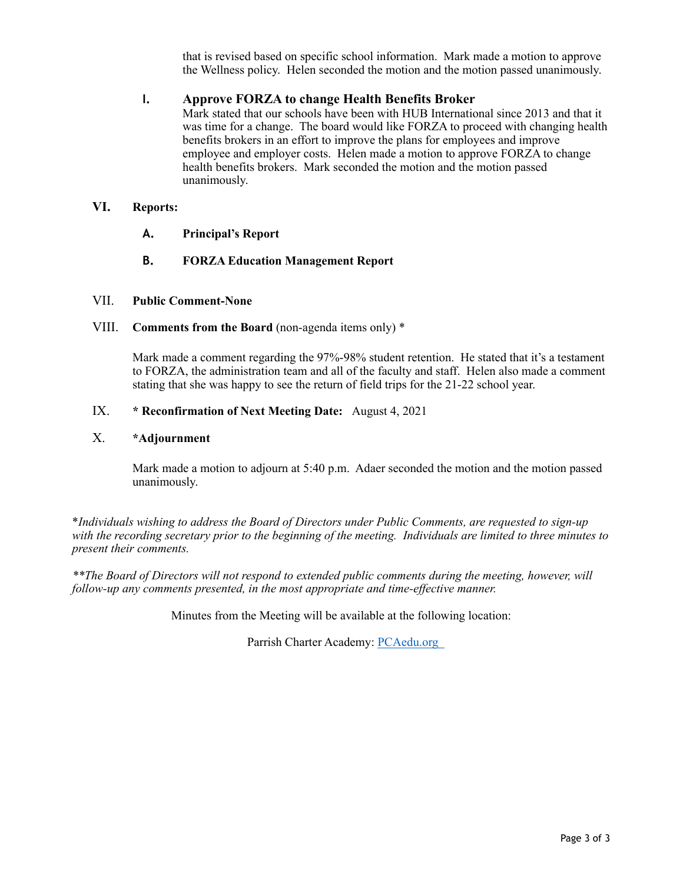that is revised based on specific school information. Mark made a motion to approve the Wellness policy. Helen seconded the motion and the motion passed unanimously.

**I. Approve FORZA to change Health Benefits Broker**

Mark stated that our schools have been with HUB International since 2013 and that it was time for a change. The board would like FORZA to proceed with changing health benefits brokers in an effort to improve the plans for employees and improve employee and employer costs. Helen made a motion to approve FORZA to change health benefits brokers. Mark seconded the motion and the motion passed unanimously.

## VI. Reports:

**A. Principal's Report**

**B. FORZA Education Management Report**

VII. **Public Comment-None**

VIII. **Comments from the Board** (non-agenda items only) *

Mark made a comment regarding the 97%-98% student retention. He stated that it's a testament to FORZA, the administration team and all of the faculty and staff. Helen also made a comment stating that she was happy to see the return of field trips for the 21-22 school year.

IX. **\* Reconfirmation of Next Meeting Date:** August 4, 2021

X. **\*Adjournment**

Mark made a motion to adjourn at 5:40 p.m. Adaer seconded the motion and the motion passed unanimously.

**Individuals wishing to address the Board of Directors under Public Comments, are requested to sign-up with the recording secretary prior to the beginning of the meeting. Individuals are limited to three minutes to present their comments.*

*\*\*The Board of Directors will not respond to extended public comments during the meeting, however, will follow-up any comments presented, in the most appropriate and time-effective manner.*

Minutes from the Meeting will be available at the following location:

Parrish Charter Academy: PCAedu.org